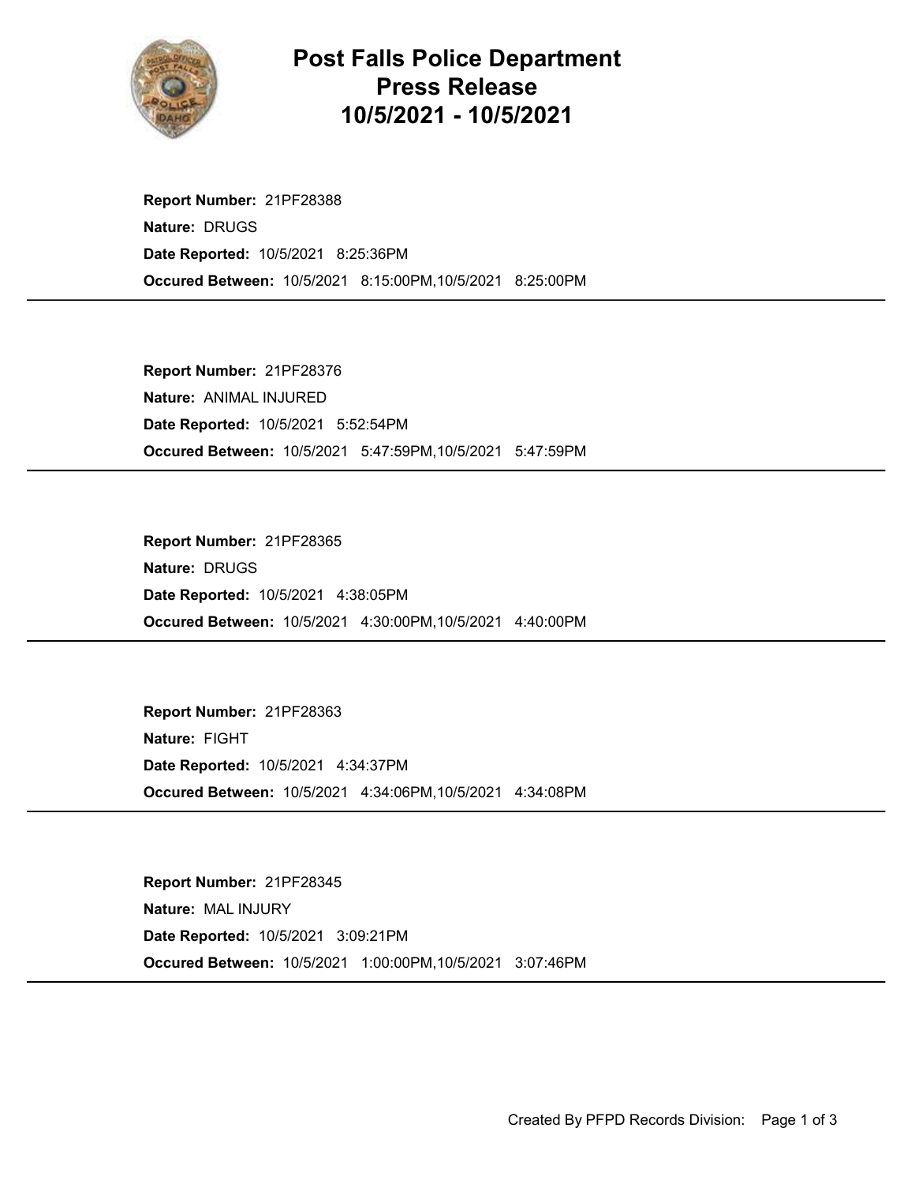# Post Falls Police Department
# Press Release
# 10/5/2021 - 10/5/2021

**Report Number:** 21PF28388
**Nature:** DRUGS
**Date Reported:** 10/5/2021 8:25:36PM
**Occured Between:** 10/5/2021 8:15:00PM,10/5/2021 8:25:00PM

---

**Report Number:** 21PF28376
**Nature:** ANIMAL INJURED
**Date Reported:** 10/5/2021 5:52:54PM
**Occured Between:** 10/5/2021 5:47:59PM,10/5/2021 5:47:59PM

---

**Report Number:** 21PF28365
**Nature:** DRUGS
**Date Reported:** 10/5/2021 4:38:05PM
**Occured Between:** 10/5/2021 4:30:00PM,10/5/2021 4:40:00PM

---

**Report Number:** 21PF28363
**Nature:** FIGHT
**Date Reported:** 10/5/2021 4:34:37PM
**Occured Between:** 10/5/2021 4:34:06PM,10/5/2021 4:34:08PM

---

**Report Number:** 21PF28345
**Nature:** MAL INJURY
**Date Reported:** 10/5/2021 3:09:21PM
**Occured Between:** 10/5/2021 1:00:00PM,10/5/2021 3:07:46PM

---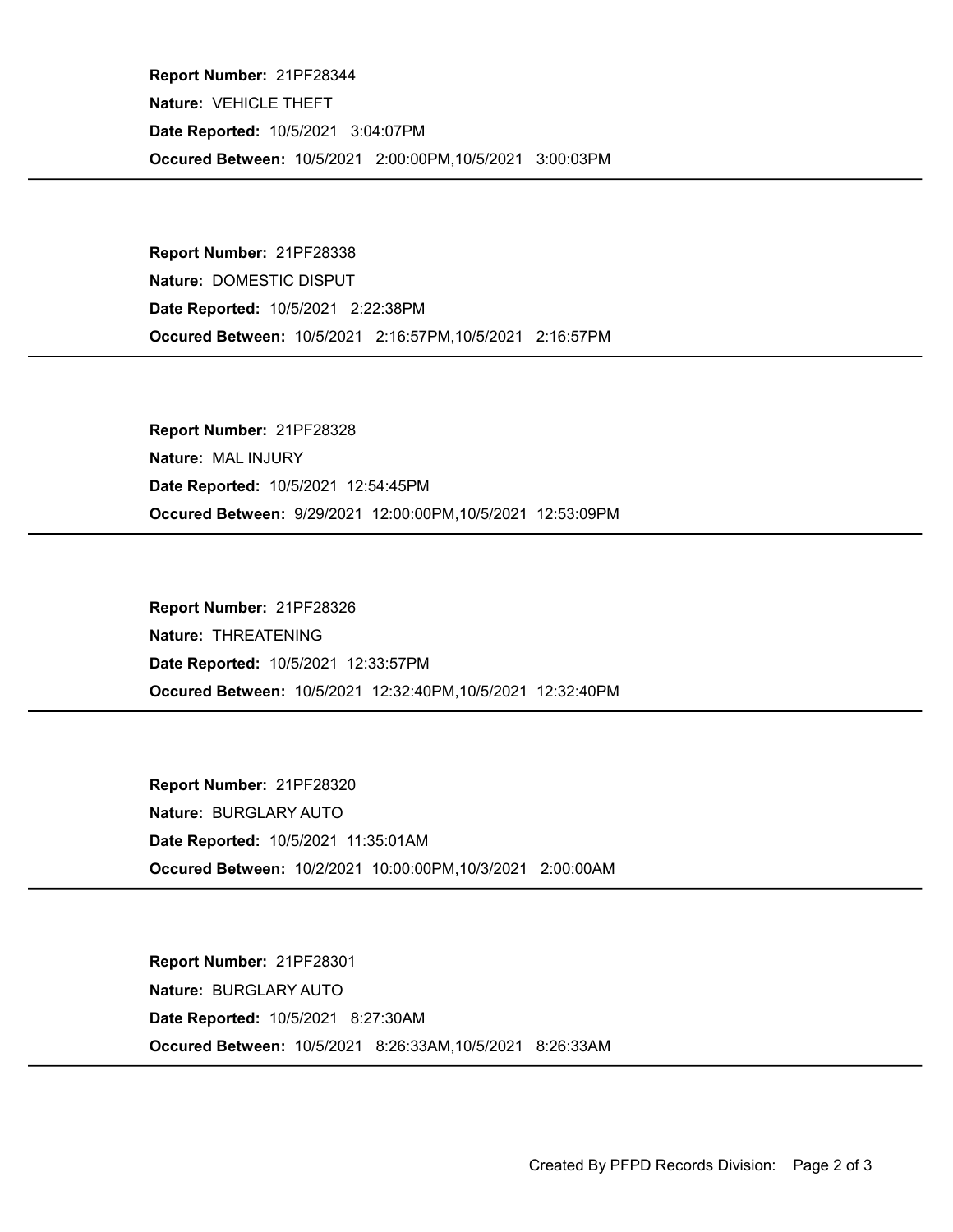**Report Number:** 21PF28344

**Nature:** VEHICLE THEFT

**Date Reported:** 10/5/2021 3:04:07PM

**Occured Between:** 10/5/2021 2:00:00PM,10/5/2021 3:00:03PM

---

**Report Number:** 21PF28338

**Nature:** DOMESTIC DISPUT

**Date Reported:** 10/5/2021 2:22:38PM

**Occured Between:** 10/5/2021 2:16:57PM,10/5/2021 2:16:57PM

---

**Report Number:** 21PF28328

**Nature:** MAL INJURY

**Date Reported:** 10/5/2021 12:54:45PM

**Occured Between:** 9/29/2021 12:00:00PM,10/5/2021 12:53:09PM

---

**Report Number:** 21PF28326

**Nature:** THREATENING

**Date Reported:** 10/5/2021 12:33:57PM

**Occured Between:** 10/5/2021 12:32:40PM,10/5/2021 12:32:40PM

---

**Report Number:** 21PF28320

**Nature:** BURGLARY AUTO

**Date Reported:** 10/5/2021 11:35:01AM

**Occured Between:** 10/2/2021 10:00:00PM,10/3/2021 2:00:00AM

---

**Report Number:** 21PF28301

**Nature:** BURGLARY AUTO

**Date Reported:** 10/5/2021 8:27:30AM

**Occured Between:** 10/5/2021 8:26:33AM,10/5/2021 8:26:33AM

---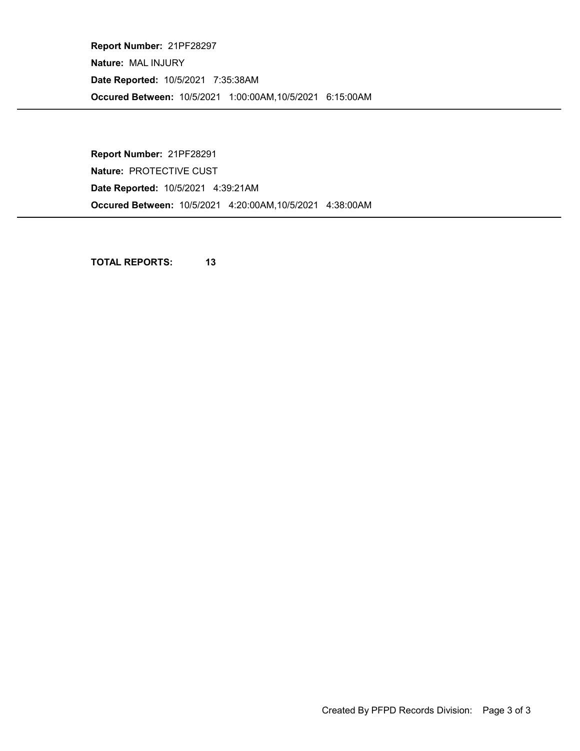**Report Number:** 21PF28297

**Nature:** MAL INJURY

**Date Reported:** 10/5/2021 7:35:38AM

**Occured Between:** 10/5/2021 1:00:00AM,10/5/2021 6:15:00AM

---

**Report Number:** 21PF28291

**Nature:** PROTECTIVE CUST

**Date Reported:** 10/5/2021 4:39:21AM

**Occured Between:** 10/5/2021 4:20:00AM,10/5/2021 4:38:00AM

---

**TOTAL REPORTS: 13**